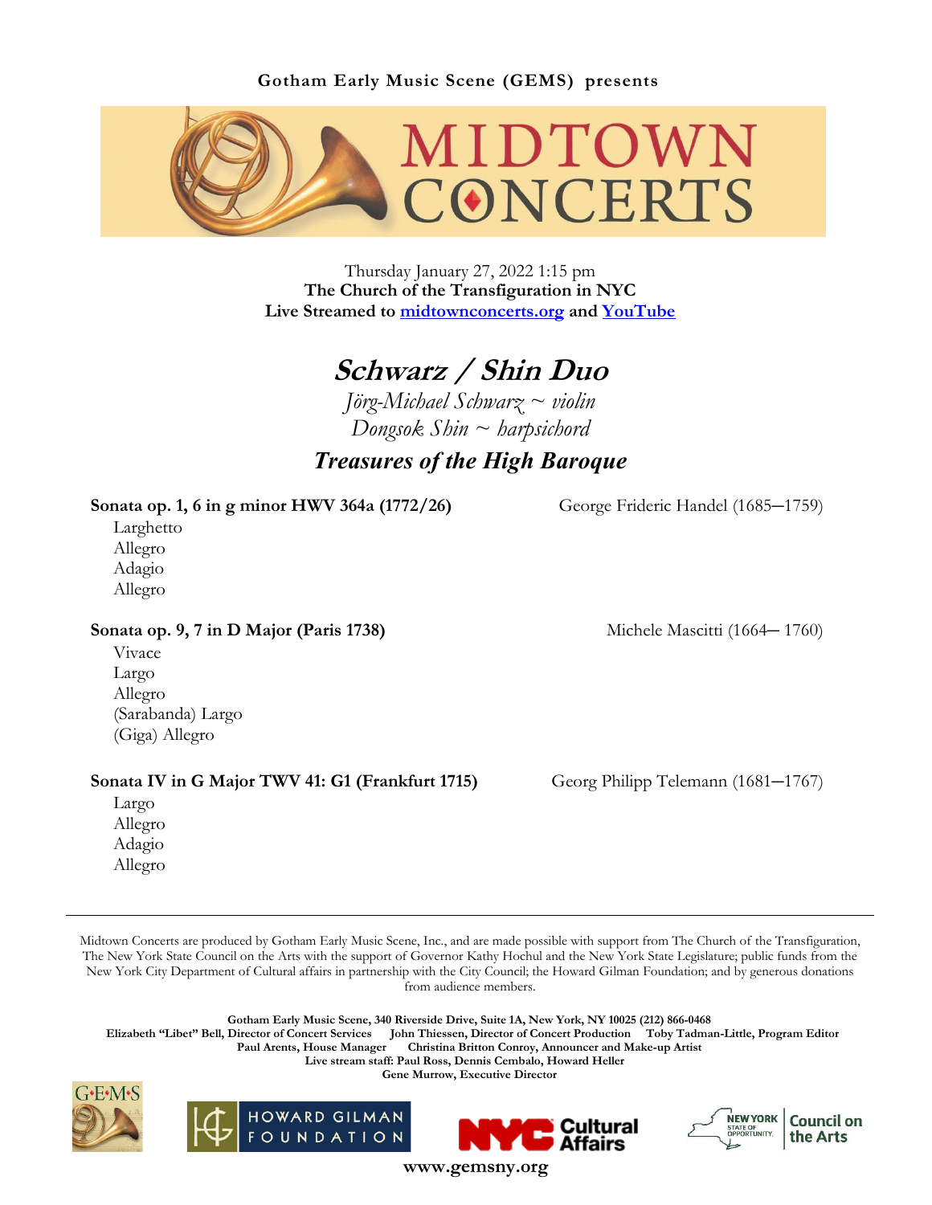**Gotham Early Music Scene (GEMS) presents**

# MIDTOWN CONCERTS

Thursday January 27, 2022 1:15 pm
**The Church of the Transfiguration in NYC**
**Live Streamed to [midtownconcerts.org](midtownconcerts.org) and [YouTube](YouTube)**

## *Schwarz / Shin Duo*

*Jörg-Michael Schwarz ~ violin*
*Dongsok Shin ~ harpsichord*

### *Treasures of the High Baroque*

**Sonata op. 1, 6 in g minor HWV 364a (1772/26)** — George Frideric Handel (1685–1759)

Larghetto
Allegro
Adagio
Allegro

**Sonata op. 9, 7 in D Major (Paris 1738)** — Michele Mascitti (1664– 1760)

Vivace
Largo
Allegro
(Sarabanda) Largo
(Giga) Allegro

**Sonata IV in G Major TWV 41: G1 (Frankfurt 1715)** — Georg Philipp Telemann (1681–1767)

Largo
Allegro
Adagio
Allegro

---

Midtown Concerts are produced by Gotham Early Music Scene, Inc., and are made possible with support from The Church of the Transfiguration, The New York State Council on the Arts with the support of Governor Kathy Hochul and the New York State Legislature; public funds from the New York City Department of Cultural affairs in partnership with the City Council; the Howard Gilman Foundation; and by generous donations from audience members.

**Gotham Early Music Scene, 340 Riverside Drive, Suite 1A, New York, NY 10025 (212) 866-0468**
**Elizabeth "Libet" Bell, Director of Concert Services   John Thiessen, Director of Concert Production   Toby Tadman-Little, Program Editor**
**Paul Arents, House Manager   Christina Britton Conroy, Announcer and Make-up Artist**
**Live stream staff: Paul Ross, Dennis Cembalo, Howard Heller**
**Gene Murrow, Executive Director**

G•E•M•S   HOWARD GILMAN FOUNDATION   NYC Cultural Affairs   NEW YORK STATE OF OPPORTUNITY. Council on the Arts

**www.gemsny.org**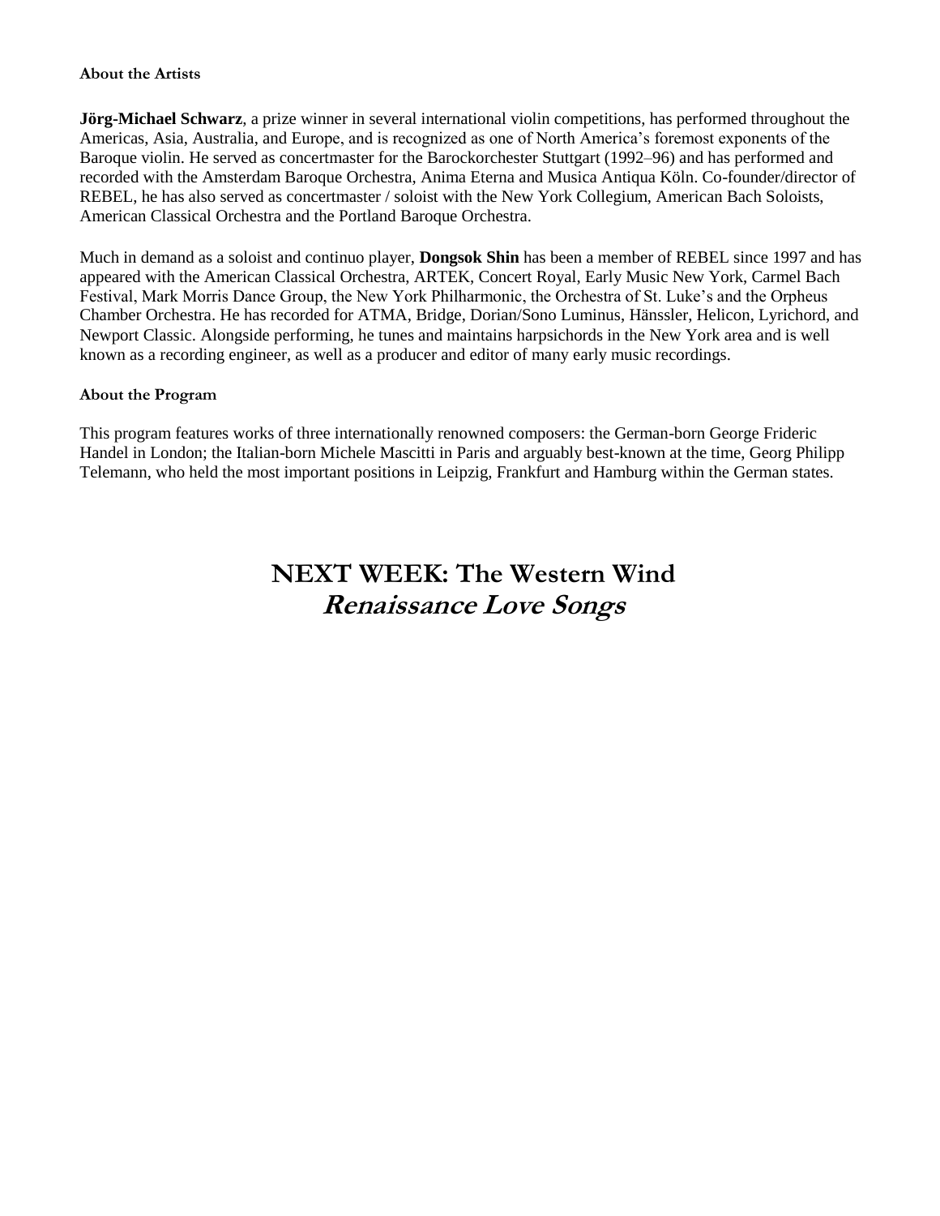**About the Artists**

**Jörg-Michael Schwarz**, a prize winner in several international violin competitions, has performed throughout the Americas, Asia, Australia, and Europe, and is recognized as one of North America's foremost exponents of the Baroque violin. He served as concertmaster for the Barockorchester Stuttgart (1992–96) and has performed and recorded with the Amsterdam Baroque Orchestra, Anima Eterna and Musica Antiqua Köln. Co-founder/director of REBEL, he has also served as concertmaster / soloist with the New York Collegium, American Bach Soloists, American Classical Orchestra and the Portland Baroque Orchestra.

Much in demand as a soloist and continuo player, **Dongsok Shin** has been a member of REBEL since 1997 and has appeared with the American Classical Orchestra, ARTEK, Concert Royal, Early Music New York, Carmel Bach Festival, Mark Morris Dance Group, the New York Philharmonic, the Orchestra of St. Luke's and the Orpheus Chamber Orchestra. He has recorded for ATMA, Bridge, Dorian/Sono Luminus, Hänssler, Helicon, Lyrichord, and Newport Classic. Alongside performing, he tunes and maintains harpsichords in the New York area and is well known as a recording engineer, as well as a producer and editor of many early music recordings.

**About the Program**

This program features works of three internationally renowned composers: the German-born George Frideric Handel in London; the Italian-born Michele Mascitti in Paris and arguably best-known at the time, Georg Philipp Telemann, who held the most important positions in Leipzig, Frankfurt and Hamburg within the German states.

## NEXT WEEK: The Western Wind
## *Renaissance Love Songs*